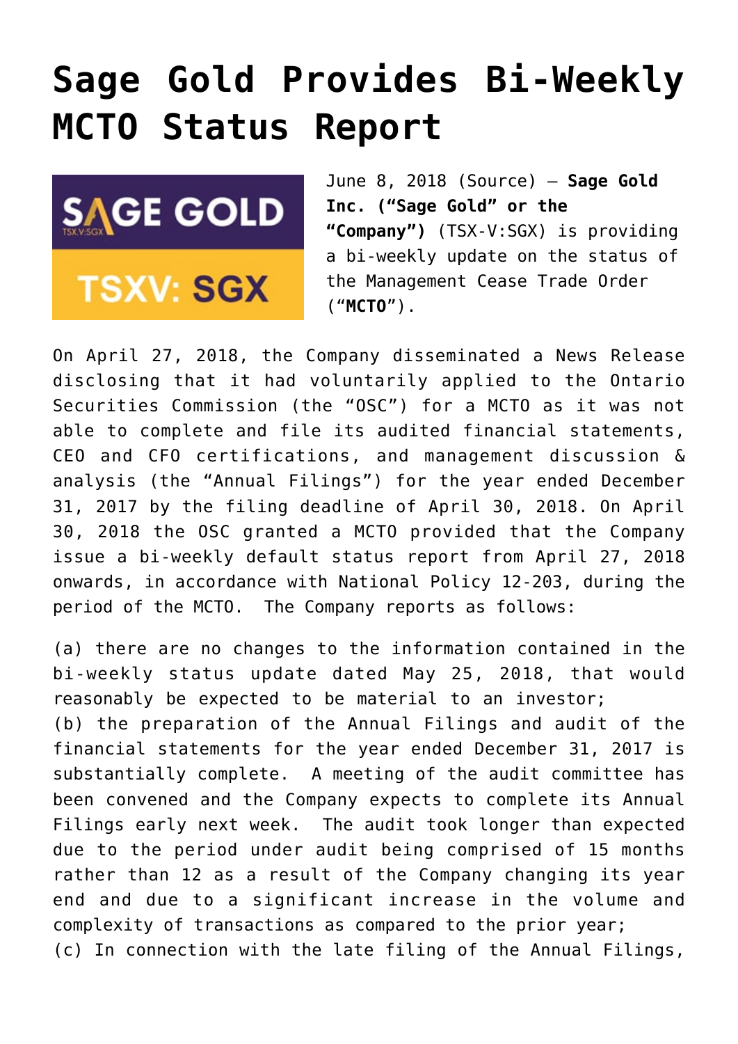# Sage Gold Provides Bi-Weekly MCTO Status Report

June 8, 2018 (Source) — **Sage Gold Inc. ("Sage Gold" or the "Company")** (TSX-V:SGX) is providing a bi-weekly update on the status of the Management Cease Trade Order ("**MCTO**").

On April 27, 2018, the Company disseminated a News Release disclosing that it had voluntarily applied to the Ontario Securities Commission (the "OSC") for a MCTO as it was not able to complete and file its audited financial statements, CEO and CFO certifications, and management discussion & analysis (the "Annual Filings") for the year ended December 31, 2017 by the filing deadline of April 30, 2018. On April 30, 2018 the OSC granted a MCTO provided that the Company issue a bi-weekly default status report from April 27, 2018 onwards, in accordance with National Policy 12-203, during the period of the MCTO. The Company reports as follows:

(a) there are no changes to the information contained in the bi-weekly status update dated May 25, 2018, that would reasonably be expected to be material to an investor;
(b) the preparation of the Annual Filings and audit of the financial statements for the year ended December 31, 2017 is substantially complete. A meeting of the audit committee has been convened and the Company expects to complete its Annual Filings early next week. The audit took longer than expected due to the period under audit being comprised of 15 months rather than 12 as a result of the Company changing its year end and due to a significant increase in the volume and complexity of transactions as compared to the prior year;
(c) In connection with the late filing of the Annual Filings,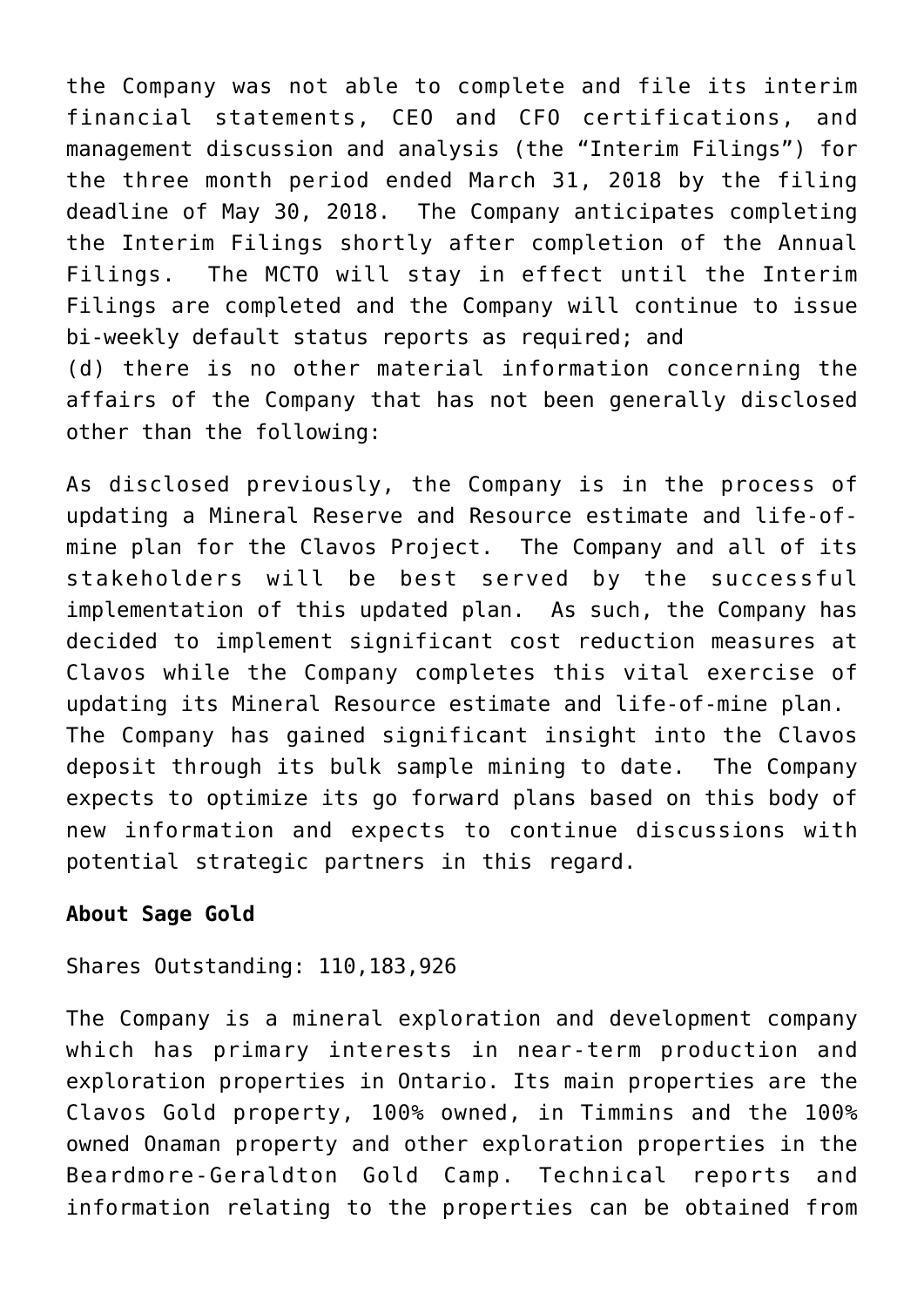the Company was not able to complete and file its interim financial statements, CEO and CFO certifications, and management discussion and analysis (the "Interim Filings") for the three month period ended March 31, 2018 by the filing deadline of May 30, 2018. The Company anticipates completing the Interim Filings shortly after completion of the Annual Filings. The MCTO will stay in effect until the Interim Filings are completed and the Company will continue to issue bi-weekly default status reports as required; and

(d) there is no other material information concerning the affairs of the Company that has not been generally disclosed other than the following:

As disclosed previously, the Company is in the process of updating a Mineral Reserve and Resource estimate and life-of-mine plan for the Clavos Project. The Company and all of its stakeholders will be best served by the successful implementation of this updated plan. As such, the Company has decided to implement significant cost reduction measures at Clavos while the Company completes this vital exercise of updating its Mineral Resource estimate and life-of-mine plan. The Company has gained significant insight into the Clavos deposit through its bulk sample mining to date. The Company expects to optimize its go forward plans based on this body of new information and expects to continue discussions with potential strategic partners in this regard.

**About Sage Gold**

Shares Outstanding: 110,183,926

The Company is a mineral exploration and development company which has primary interests in near-term production and exploration properties in Ontario. Its main properties are the Clavos Gold property, 100% owned, in Timmins and the 100% owned Onaman property and other exploration properties in the Beardmore-Geraldton Gold Camp. Technical reports and information relating to the properties can be obtained from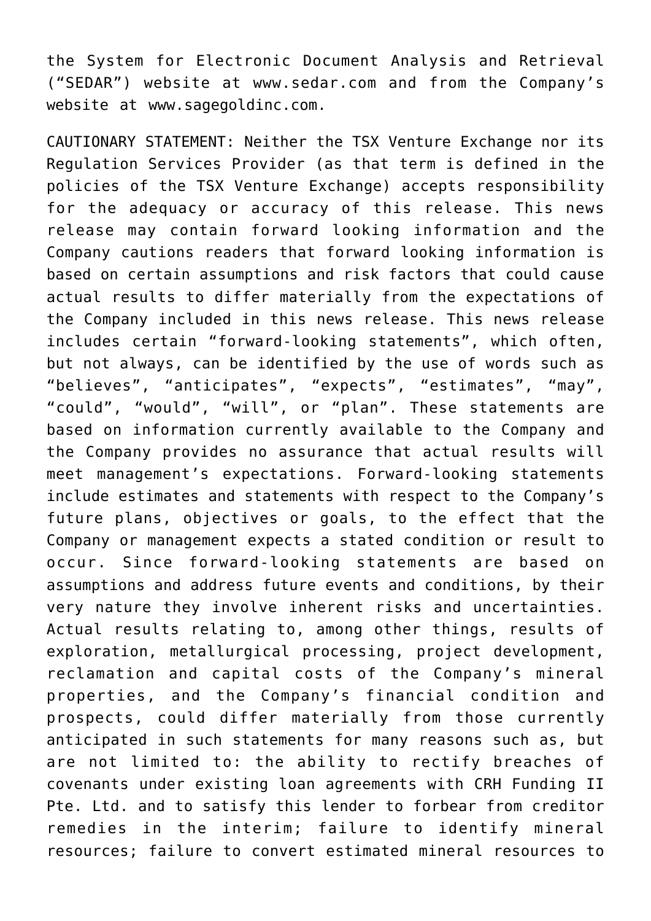the System for Electronic Document Analysis and Retrieval ("SEDAR") website at www.sedar.com and from the Company's website at www.sagegoldinc.com.

CAUTIONARY STATEMENT: Neither the TSX Venture Exchange nor its Regulation Services Provider (as that term is defined in the policies of the TSX Venture Exchange) accepts responsibility for the adequacy or accuracy of this release. This news release may contain forward looking information and the Company cautions readers that forward looking information is based on certain assumptions and risk factors that could cause actual results to differ materially from the expectations of the Company included in this news release. This news release includes certain "forward-looking statements", which often, but not always, can be identified by the use of words such as "believes", "anticipates", "expects", "estimates", "may", "could", "would", "will", or "plan". These statements are based on information currently available to the Company and the Company provides no assurance that actual results will meet management's expectations. Forward-looking statements include estimates and statements with respect to the Company's future plans, objectives or goals, to the effect that the Company or management expects a stated condition or result to occur. Since forward-looking statements are based on assumptions and address future events and conditions, by their very nature they involve inherent risks and uncertainties. Actual results relating to, among other things, results of exploration, metallurgical processing, project development, reclamation and capital costs of the Company's mineral properties, and the Company's financial condition and prospects, could differ materially from those currently anticipated in such statements for many reasons such as, but are not limited to: the ability to rectify breaches of covenants under existing loan agreements with CRH Funding II Pte. Ltd. and to satisfy this lender to forbear from creditor remedies in the interim; failure to identify mineral resources; failure to convert estimated mineral resources to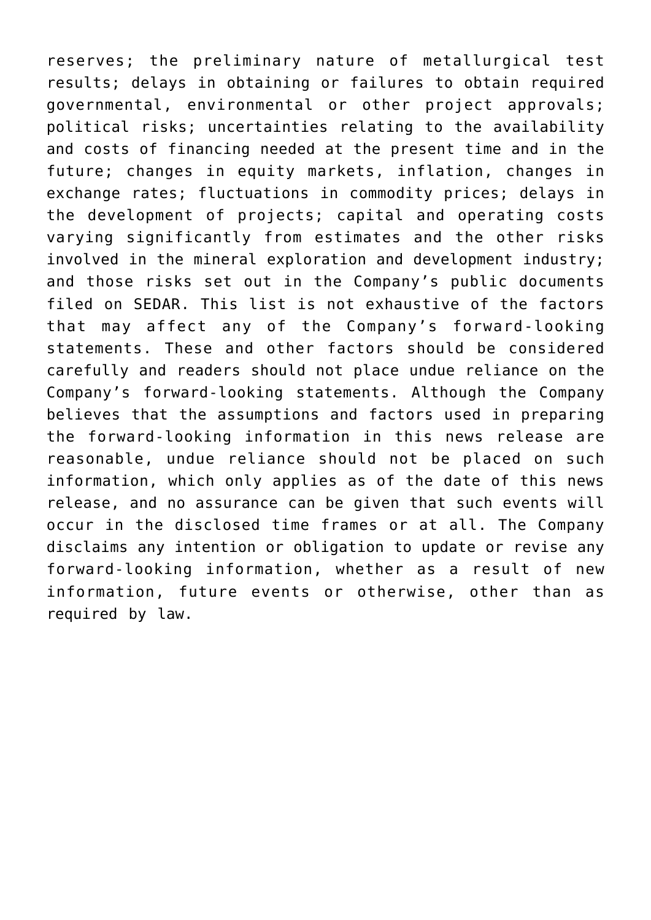reserves; the preliminary nature of metallurgical test results; delays in obtaining or failures to obtain required governmental, environmental or other project approvals; political risks; uncertainties relating to the availability and costs of financing needed at the present time and in the future; changes in equity markets, inflation, changes in exchange rates; fluctuations in commodity prices; delays in the development of projects; capital and operating costs varying significantly from estimates and the other risks involved in the mineral exploration and development industry; and those risks set out in the Company's public documents filed on SEDAR. This list is not exhaustive of the factors that may affect any of the Company's forward-looking statements. These and other factors should be considered carefully and readers should not place undue reliance on the Company's forward-looking statements. Although the Company believes that the assumptions and factors used in preparing the forward-looking information in this news release are reasonable, undue reliance should not be placed on such information, which only applies as of the date of this news release, and no assurance can be given that such events will occur in the disclosed time frames or at all. The Company disclaims any intention or obligation to update or revise any forward-looking information, whether as a result of new information, future events or otherwise, other than as required by law.